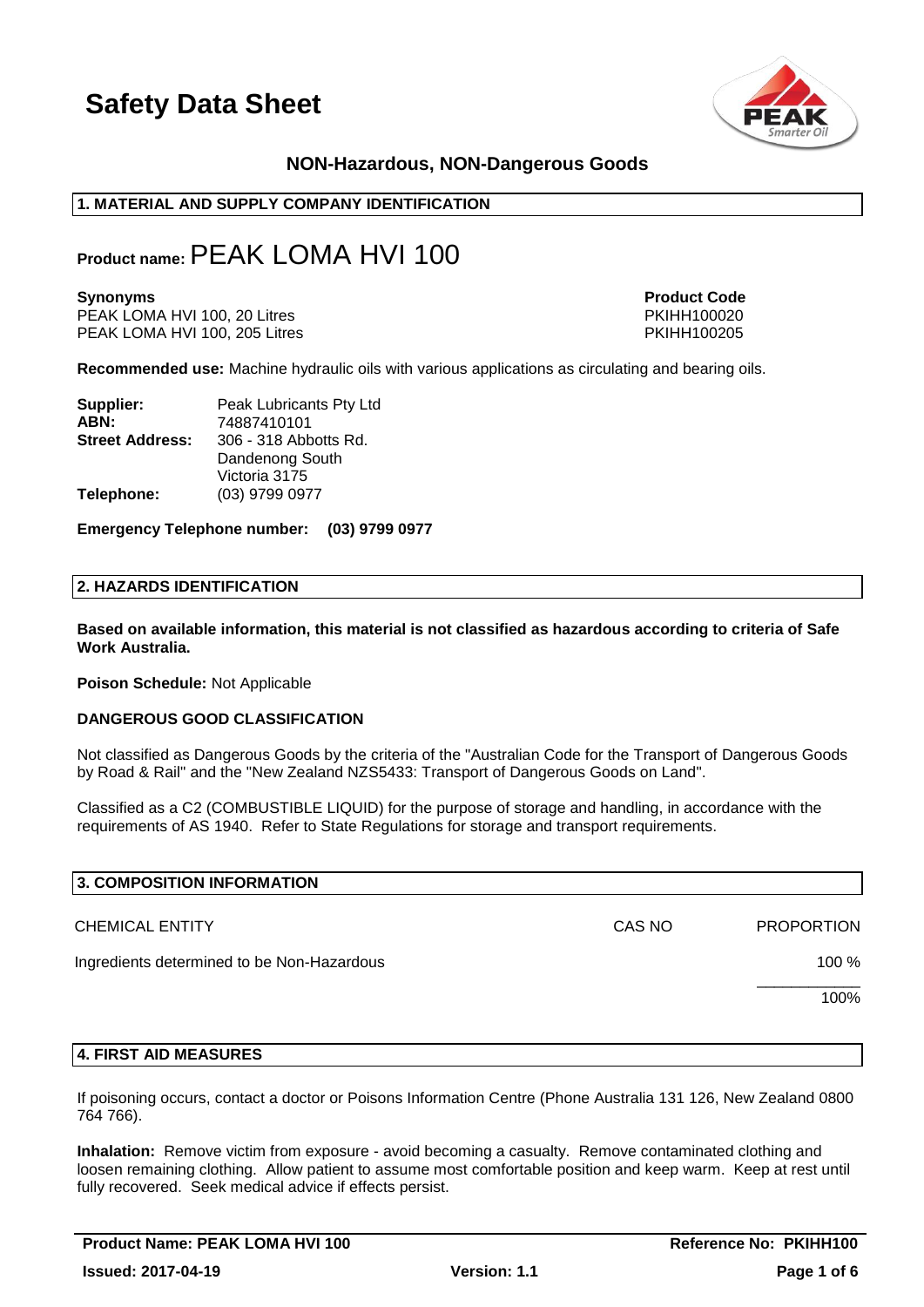# Safety Data Sheet

**NON-Hazardous, NON-Dangerous Goods**

## 1. MATERIAL AND SUPPLY COMPANY IDENTIFICATION

**Product name:** PEAK LOMA HVI 100

| **Synonyms** | **Product Code** |
|---|---|
| PEAK LOMA HVI 100, 20 Litres | PKIHH100020 |
| PEAK LOMA HVI 100, 205 Litres | PKIHH100205 |

**Recommended use:** Machine hydraulic oils with various applications as circulating and bearing oils.

**Supplier:** Peak Lubricants Pty Ltd
**ABN:** 74887410101
**Street Address:** 306 - 318 Abbotts Rd.
Dandenong South
Victoria 3175
**Telephone:** (03) 9799 0977

**Emergency Telephone number: (03) 9799 0977**

## 2. HAZARDS IDENTIFICATION

**Based on available information, this material is not classified as hazardous according to criteria of Safe Work Australia.**

**Poison Schedule:** Not Applicable

**DANGEROUS GOOD CLASSIFICATION**

Not classified as Dangerous Goods by the criteria of the "Australian Code for the Transport of Dangerous Goods by Road & Rail" and the "New Zealand NZS5433: Transport of Dangerous Goods on Land".

Classified as a C2 (COMBUSTIBLE LIQUID) for the purpose of storage and handling, in accordance with the requirements of AS 1940. Refer to State Regulations for storage and transport requirements.

## 3. COMPOSITION INFORMATION

| CHEMICAL ENTITY | CAS NO | PROPORTION |
|---|---|---|
| Ingredients determined to be Non-Hazardous | | 100 % |
| | | 100% |

## 4. FIRST AID MEASURES

If poisoning occurs, contact a doctor or Poisons Information Centre (Phone Australia 131 126, New Zealand 0800 764 766).

**Inhalation:** Remove victim from exposure - avoid becoming a casualty. Remove contaminated clothing and loosen remaining clothing. Allow patient to assume most comfortable position and keep warm. Keep at rest until fully recovered. Seek medical advice if effects persist.

**Product Name: PEAK LOMA HVI 100** | **Reference No: PKIHH100**
**Issued: 2017-04-19** | **Version: 1.1**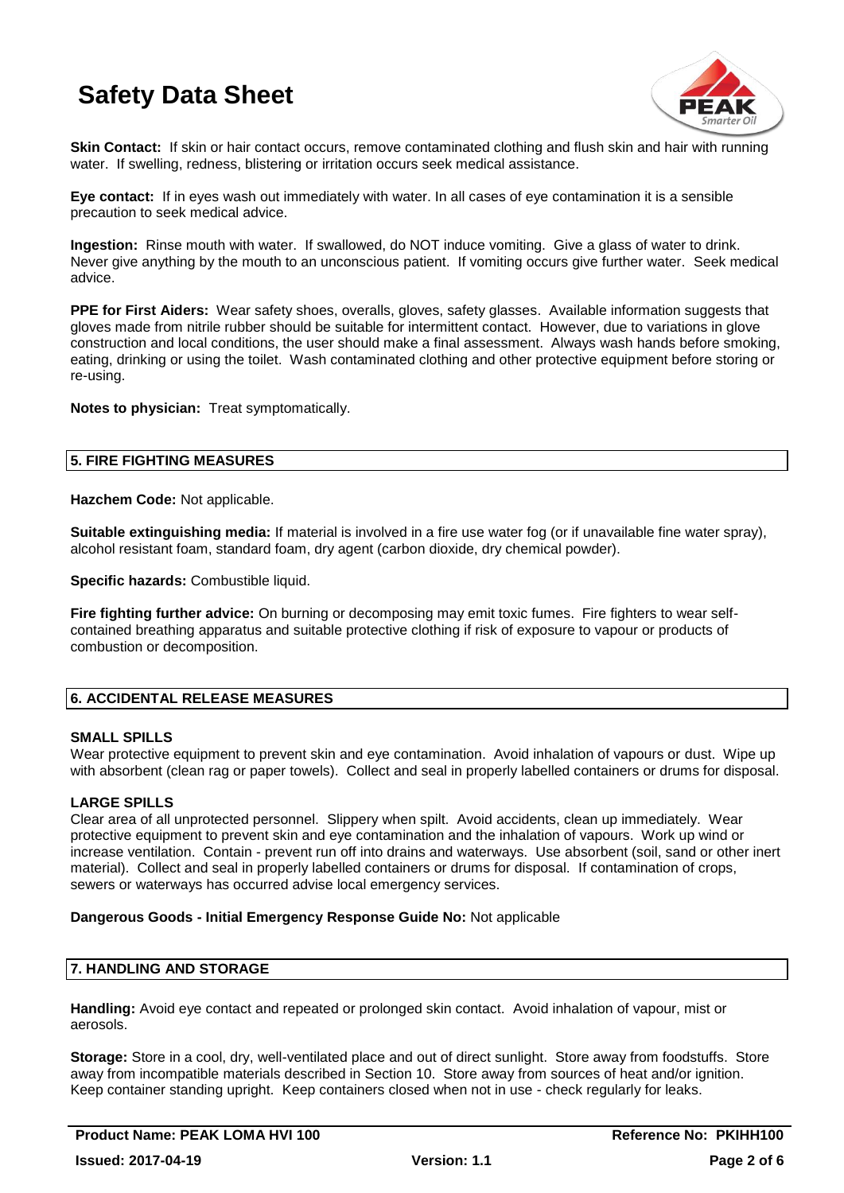**Skin Contact:** If skin or hair contact occurs, remove contaminated clothing and flush skin and hair with running water. If swelling, redness, blistering or irritation occurs seek medical assistance.

**Eye contact:** If in eyes wash out immediately with water. In all cases of eye contamination it is a sensible precaution to seek medical advice.

**Ingestion:** Rinse mouth with water. If swallowed, do NOT induce vomiting. Give a glass of water to drink. Never give anything by the mouth to an unconscious patient. If vomiting occurs give further water. Seek medical advice.

**PPE for First Aiders:** Wear safety shoes, overalls, gloves, safety glasses. Available information suggests that gloves made from nitrile rubber should be suitable for intermittent contact. However, due to variations in glove construction and local conditions, the user should make a final assessment. Always wash hands before smoking, eating, drinking or using the toilet. Wash contaminated clothing and other protective equipment before storing or re-using.

**Notes to physician:** Treat symptomatically.

## 5. FIRE FIGHTING MEASURES

**Hazchem Code:** Not applicable.

**Suitable extinguishing media:** If material is involved in a fire use water fog (or if unavailable fine water spray), alcohol resistant foam, standard foam, dry agent (carbon dioxide, dry chemical powder).

**Specific hazards:** Combustible liquid.

**Fire fighting further advice:** On burning or decomposing may emit toxic fumes. Fire fighters to wear self-contained breathing apparatus and suitable protective clothing if risk of exposure to vapour or products of combustion or decomposition.

## 6. ACCIDENTAL RELEASE MEASURES

### SMALL SPILLS

Wear protective equipment to prevent skin and eye contamination. Avoid inhalation of vapours or dust. Wipe up with absorbent (clean rag or paper towels). Collect and seal in properly labelled containers or drums for disposal.

### LARGE SPILLS

Clear area of all unprotected personnel. Slippery when spilt. Avoid accidents, clean up immediately. Wear protective equipment to prevent skin and eye contamination and the inhalation of vapours. Work up wind or increase ventilation. Contain - prevent run off into drains and waterways. Use absorbent (soil, sand or other inert material). Collect and seal in properly labelled containers or drums for disposal. If contamination of crops, sewers or waterways has occurred advise local emergency services.

**Dangerous Goods - Initial Emergency Response Guide No:** Not applicable

## 7. HANDLING AND STORAGE

**Handling:** Avoid eye contact and repeated or prolonged skin contact. Avoid inhalation of vapour, mist or aerosols.

**Storage:** Store in a cool, dry, well-ventilated place and out of direct sunlight. Store away from foodstuffs. Store away from incompatible materials described in Section 10. Store away from sources of heat and/or ignition. Keep container standing upright. Keep containers closed when not in use - check regularly for leaks.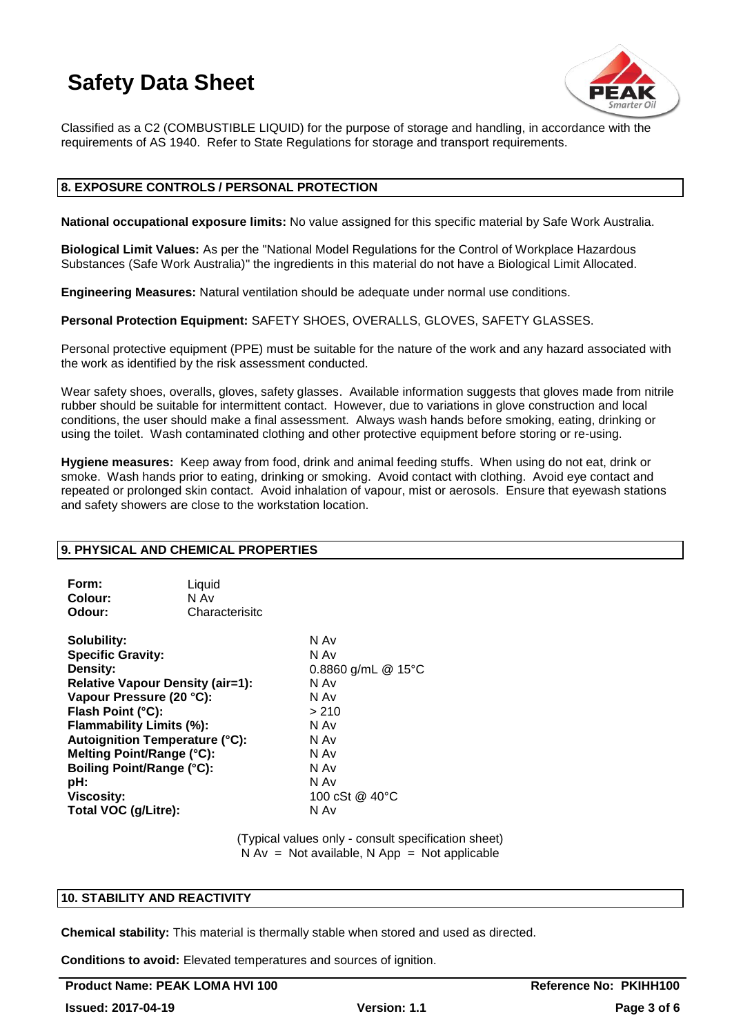Classified as a C2 (COMBUSTIBLE LIQUID) for the purpose of storage and handling, in accordance with the requirements of AS 1940. Refer to State Regulations for storage and transport requirements.

## 8. EXPOSURE CONTROLS / PERSONAL PROTECTION

**National occupational exposure limits:** No value assigned for this specific material by Safe Work Australia.

**Biological Limit Values:** As per the "National Model Regulations for the Control of Workplace Hazardous Substances (Safe Work Australia)" the ingredients in this material do not have a Biological Limit Allocated.

**Engineering Measures:** Natural ventilation should be adequate under normal use conditions.

**Personal Protection Equipment:** SAFETY SHOES, OVERALLS, GLOVES, SAFETY GLASSES.

Personal protective equipment (PPE) must be suitable for the nature of the work and any hazard associated with the work as identified by the risk assessment conducted.

Wear safety shoes, overalls, gloves, safety glasses. Available information suggests that gloves made from nitrile rubber should be suitable for intermittent contact. However, due to variations in glove construction and local conditions, the user should make a final assessment. Always wash hands before smoking, eating, drinking or using the toilet. Wash contaminated clothing and other protective equipment before storing or re-using.

**Hygiene measures:** Keep away from food, drink and animal feeding stuffs. When using do not eat, drink or smoke. Wash hands prior to eating, drinking or smoking. Avoid contact with clothing. Avoid eye contact and repeated or prolonged skin contact. Avoid inhalation of vapour, mist or aerosols. Ensure that eyewash stations and safety showers are close to the workstation location.

## 9. PHYSICAL AND CHEMICAL PROPERTIES

| | |
|---|---|
| **Form:** | Liquid |
| **Colour:** | N Av |
| **Odour:** | Characterisitc |

| | |
|---|---|
| **Solubility:** | N Av |
| **Specific Gravity:** | N Av |
| **Density:** | 0.8860 g/mL @ 15°C |
| **Relative Vapour Density (air=1):** | N Av |
| **Vapour Pressure (20 °C):** | N Av |
| **Flash Point (°C):** | > 210 |
| **Flammability Limits (%):** | N Av |
| **Autoignition Temperature (°C):** | N Av |
| **Melting Point/Range (°C):** | N Av |
| **Boiling Point/Range (°C):** | N Av |
| **pH:** | N Av |
| **Viscosity:** | 100 cSt @ 40°C |
| **Total VOC (g/Litre):** | N Av |

(Typical values only - consult specification sheet)
N Av = Not available, N App = Not applicable

## 10. STABILITY AND REACTIVITY

**Chemical stability:** This material is thermally stable when stored and used as directed.

**Conditions to avoid:** Elevated temperatures and sources of ignition.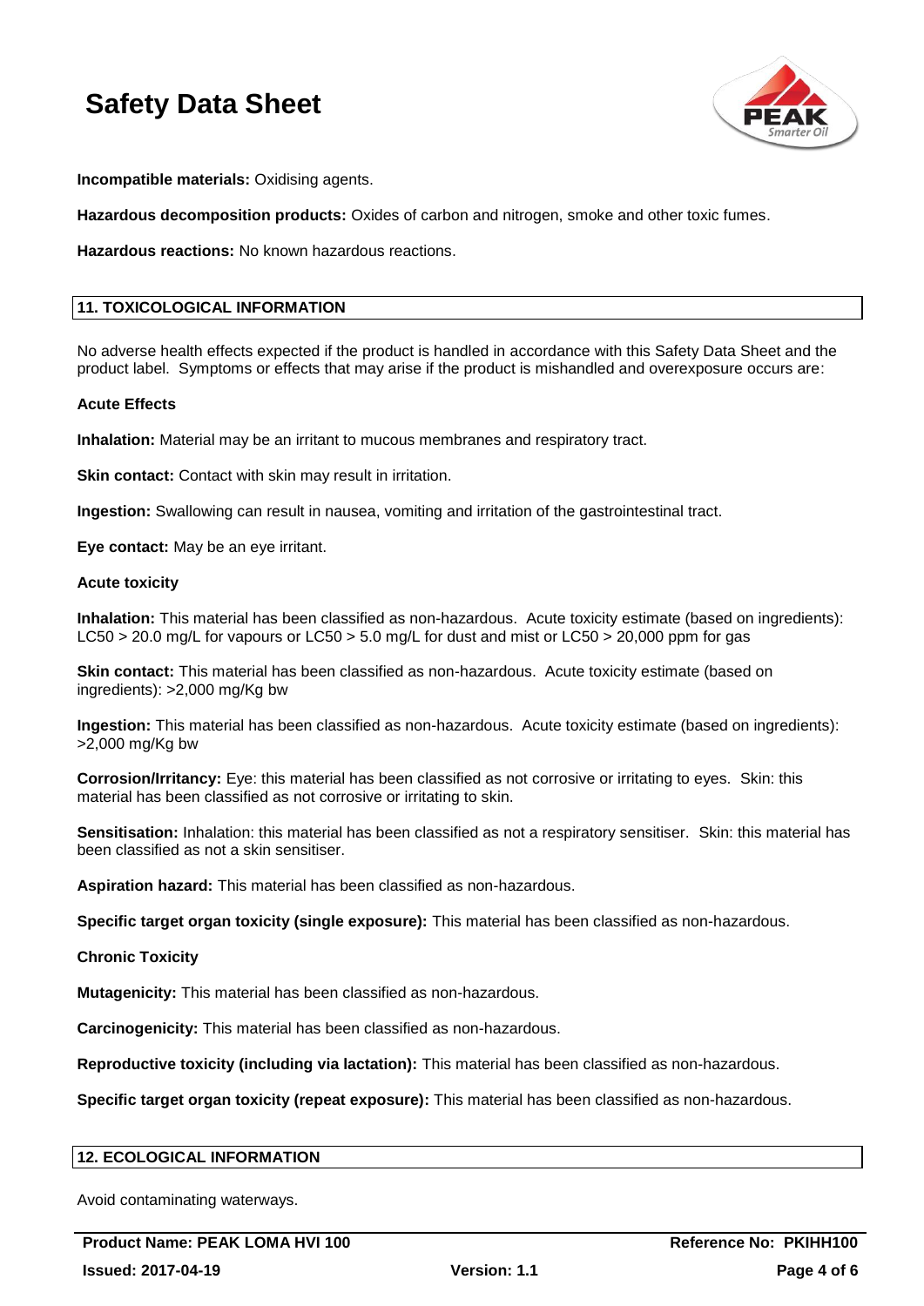**Incompatible materials:** Oxidising agents.

**Hazardous decomposition products:** Oxides of carbon and nitrogen, smoke and other toxic fumes.

**Hazardous reactions:** No known hazardous reactions.

## 11. TOXICOLOGICAL INFORMATION

No adverse health effects expected if the product is handled in accordance with this Safety Data Sheet and the product label. Symptoms or effects that may arise if the product is mishandled and overexposure occurs are:

**Acute Effects**

**Inhalation:** Material may be an irritant to mucous membranes and respiratory tract.

**Skin contact:** Contact with skin may result in irritation.

**Ingestion:** Swallowing can result in nausea, vomiting and irritation of the gastrointestinal tract.

**Eye contact:** May be an eye irritant.

**Acute toxicity**

**Inhalation:** This material has been classified as non-hazardous. Acute toxicity estimate (based on ingredients): LC50 > 20.0 mg/L for vapours or LC50 > 5.0 mg/L for dust and mist or LC50 > 20,000 ppm for gas

**Skin contact:** This material has been classified as non-hazardous. Acute toxicity estimate (based on ingredients): >2,000 mg/Kg bw

**Ingestion:** This material has been classified as non-hazardous. Acute toxicity estimate (based on ingredients): >2,000 mg/Kg bw

**Corrosion/Irritancy:** Eye: this material has been classified as not corrosive or irritating to eyes. Skin: this material has been classified as not corrosive or irritating to skin.

**Sensitisation:** Inhalation: this material has been classified as not a respiratory sensitiser. Skin: this material has been classified as not a skin sensitiser.

**Aspiration hazard:** This material has been classified as non-hazardous.

**Specific target organ toxicity (single exposure):** This material has been classified as non-hazardous.

**Chronic Toxicity**

**Mutagenicity:** This material has been classified as non-hazardous.

**Carcinogenicity:** This material has been classified as non-hazardous.

**Reproductive toxicity (including via lactation):** This material has been classified as non-hazardous.

**Specific target organ toxicity (repeat exposure):** This material has been classified as non-hazardous.

## 12. ECOLOGICAL INFORMATION

Avoid contaminating waterways.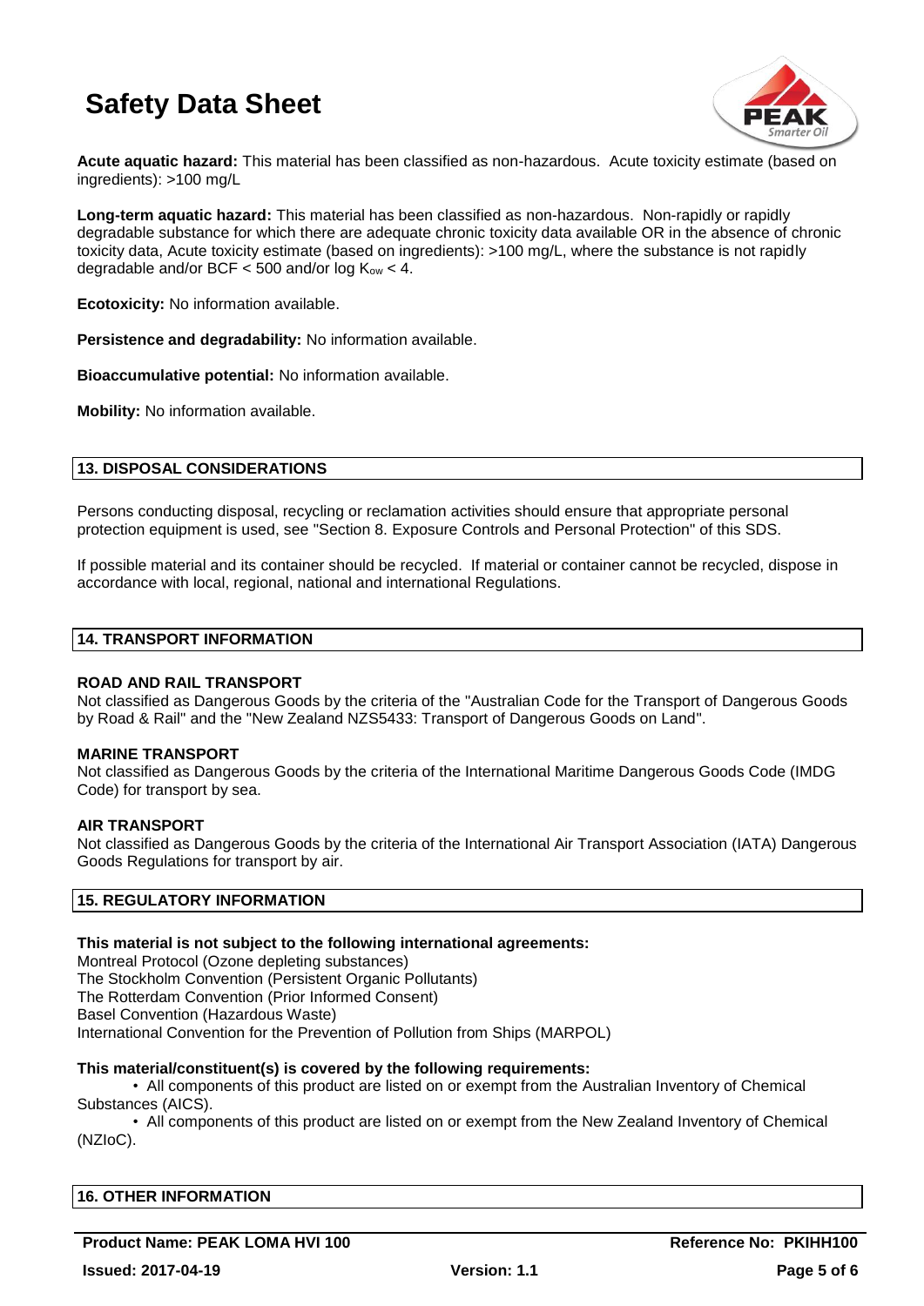**Acute aquatic hazard:** This material has been classified as non-hazardous. Acute toxicity estimate (based on ingredients): >100 mg/L

**Long-term aquatic hazard:** This material has been classified as non-hazardous. Non-rapidly or rapidly degradable substance for which there are adequate chronic toxicity data available OR in the absence of chronic toxicity data, Acute toxicity estimate (based on ingredients): >100 mg/L, where the substance is not rapidly degradable and/or BCF < 500 and/or log $K_{ow}$ < 4.

**Ecotoxicity:** No information available.

**Persistence and degradability:** No information available.

**Bioaccumulative potential:** No information available.

**Mobility:** No information available.

## 13. DISPOSAL CONSIDERATIONS

Persons conducting disposal, recycling or reclamation activities should ensure that appropriate personal protection equipment is used, see "Section 8. Exposure Controls and Personal Protection" of this SDS.

If possible material and its container should be recycled. If material or container cannot be recycled, dispose in accordance with local, regional, national and international Regulations.

## 14. TRANSPORT INFORMATION

**ROAD AND RAIL TRANSPORT**
Not classified as Dangerous Goods by the criteria of the "Australian Code for the Transport of Dangerous Goods by Road & Rail" and the "New Zealand NZS5433: Transport of Dangerous Goods on Land".

**MARINE TRANSPORT**
Not classified as Dangerous Goods by the criteria of the International Maritime Dangerous Goods Code (IMDG Code) for transport by sea.

**AIR TRANSPORT**
Not classified as Dangerous Goods by the criteria of the International Air Transport Association (IATA) Dangerous Goods Regulations for transport by air.

## 15. REGULATORY INFORMATION

**This material is not subject to the following international agreements:**
Montreal Protocol (Ozone depleting substances)
The Stockholm Convention (Persistent Organic Pollutants)
The Rotterdam Convention (Prior Informed Consent)
Basel Convention (Hazardous Waste)
International Convention for the Prevention of Pollution from Ships (MARPOL)

**This material/constituent(s) is covered by the following requirements:**

- All components of this product are listed on or exempt from the Australian Inventory of Chemical Substances (AICS).
- All components of this product are listed on or exempt from the New Zealand Inventory of Chemical (NZIoC).

## 16. OTHER INFORMATION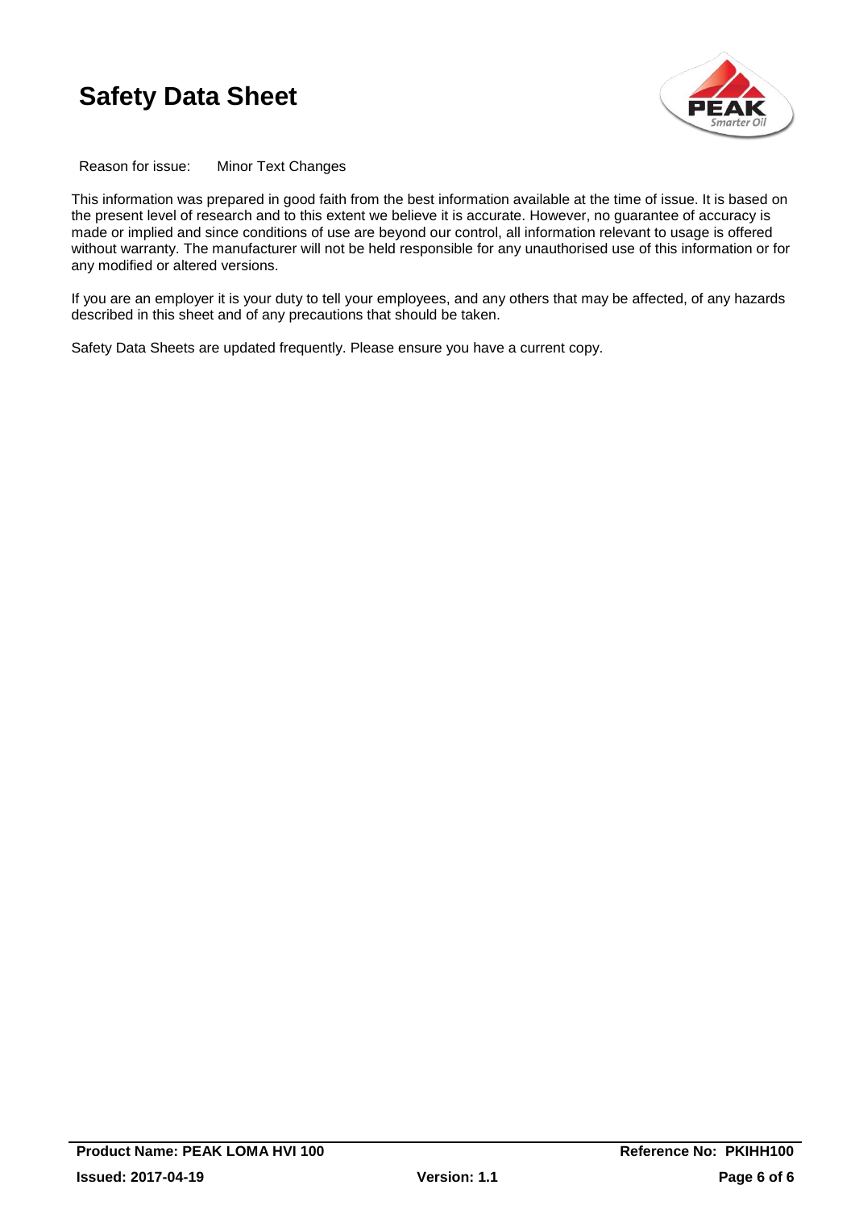Reason for issue: Minor Text Changes

This information was prepared in good faith from the best information available at the time of issue. It is based on the present level of research and to this extent we believe it is accurate. However, no guarantee of accuracy is made or implied and since conditions of use are beyond our control, all information relevant to usage is offered without warranty. The manufacturer will not be held responsible for any unauthorised use of this information or for any modified or altered versions.

If you are an employer it is your duty to tell your employees, and any others that may be affected, of any hazards described in this sheet and of any precautions that should be taken.

Safety Data Sheets are updated frequently. Please ensure you have a current copy.